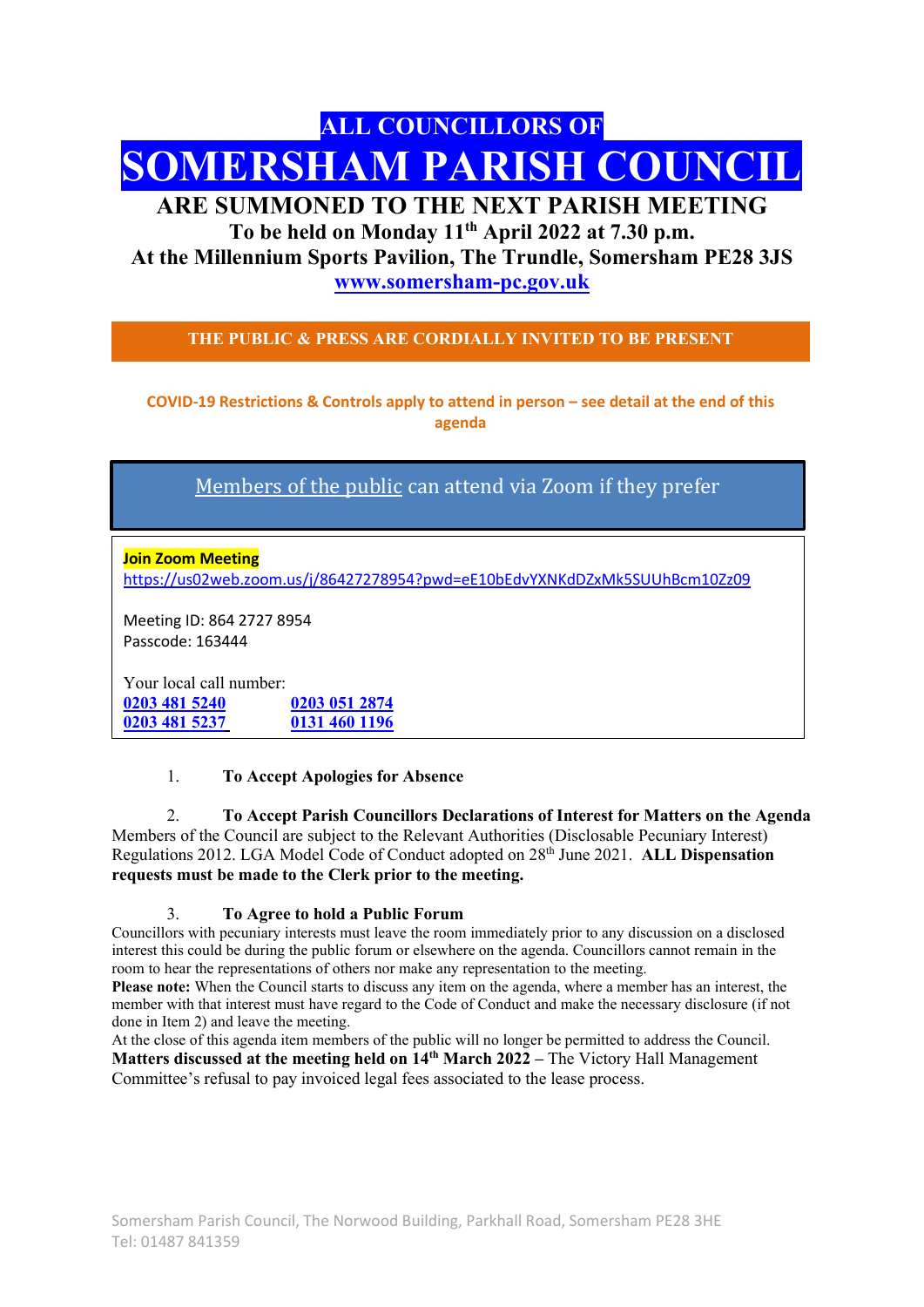# ALL COUNCILLORS OF

# SOMERSHAM PARISH COUNCIL

## ARE SUMMONED TO THE NEXT PARISH MEETING

**To be held on Monday 11th April 2022 at 7.30 p.m.**
**At the Millennium Sports Pavilion, The Trundle, Somersham PE28 3JS**
**www.somersham-pc.gov.uk**

**THE PUBLIC & PRESS ARE CORDIALLY INVITED TO BE PRESENT**

**COVID-19 Restrictions & Controls apply to attend in person – see detail at the end of this agenda**

Members of the public can attend via Zoom if they prefer

**Join Zoom Meeting**
https://us02web.zoom.us/j/86427278954?pwd=eE10bEdvYXNKdDZxMk5SUUhBcm10Zz09

Meeting ID: 864 2727 8954
Passcode: 163444

Your local call number:

| | |
|---|---|
| **0203 481 5240** | **0203 051 2874** |
| **0203 481 5237** | **0131 460 1196** |

1. **To Accept Apologies for Absence**

2. **To Accept Parish Councillors Declarations of Interest for Matters on the Agenda**

Members of the Council are subject to the Relevant Authorities (Disclosable Pecuniary Interest) Regulations 2012. LGA Model Code of Conduct adopted on 28th June 2021. **ALL Dispensation requests must be made to the Clerk prior to the meeting.**

3. **To Agree to hold a Public Forum**

Councillors with pecuniary interests must leave the room immediately prior to any discussion on a disclosed interest this could be during the public forum or elsewhere on the agenda. Councillors cannot remain in the room to hear the representations of others nor make any representation to the meeting.

**Please note:** When the Council starts to discuss any item on the agenda, where a member has an interest, the member with that interest must have regard to the Code of Conduct and make the necessary disclosure (if not done in Item 2) and leave the meeting.

At the close of this agenda item members of the public will no longer be permitted to address the Council.

**Matters discussed at the meeting held on 14th March 2022 –** The Victory Hall Management Committee's refusal to pay invoiced legal fees associated to the lease process.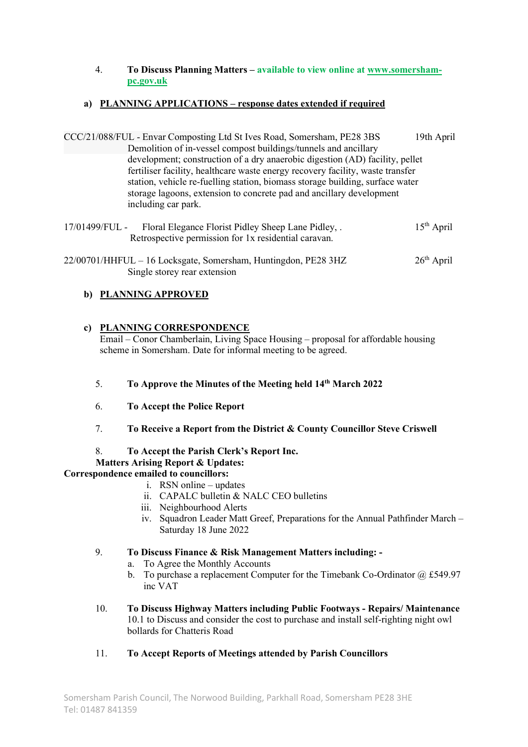4. **To Discuss Planning Matters – available to view online at [www.somersham-pc.gov.uk](http://www.somersham-pc.gov.uk)**

**a) PLANNING APPLICATIONS – response dates extended if required**

CCC/21/088/FUL - Envar Composting Ltd St Ives Road, Somersham, PE28 3BS — 19th April
Demolition of in-vessel compost buildings/tunnels and ancillary development; construction of a dry anaerobic digestion (AD) facility, pellet fertiliser facility, healthcare waste energy recovery facility, waste transfer station, vehicle re-fuelling station, biomass storage building, surface water storage lagoons, extension to concrete pad and ancillary development including car park.

17/01499/FUL - Floral Elegance Florist Pidley Sheep Lane Pidley, . — 15th April
Retrospective permission for 1x residential caravan.

22/00701/HHFUL – 16 Locksgate, Somersham, Huntingdon, PE28 3HZ — 26th April
Single storey rear extension

**b) PLANNING APPROVED**

**c) PLANNING CORRESPONDENCE**

Email – Conor Chamberlain, Living Space Housing – proposal for affordable housing scheme in Somersham. Date for informal meeting to be agreed.

5. **To Approve the Minutes of the Meeting held 14th March 2022**

6. **To Accept the Police Report**

7. **To Receive a Report from the District & County Councillor Steve Criswell**

8. **To Accept the Parish Clerk's Report Inc.**
**Matters Arising Report & Updates:**

**Correspondence emailed to councillors:**

i. RSN online – updates
ii. CAPALC bulletin & NALC CEO bulletins
iii. Neighbourhood Alerts
iv. Squadron Leader Matt Greef, Preparations for the Annual Pathfinder March – Saturday 18 June 2022

9. **To Discuss Finance & Risk Management Matters including: -**
   a. To Agree the Monthly Accounts
   b. To purchase a replacement Computer for the Timebank Co-Ordinator @ £549.97 inc VAT

10. **To Discuss Highway Matters including Public Footways - Repairs/ Maintenance**
    10.1 to Discuss and consider the cost to purchase and install self-righting night owl bollards for Chatteris Road

11. **To Accept Reports of Meetings attended by Parish Councillors**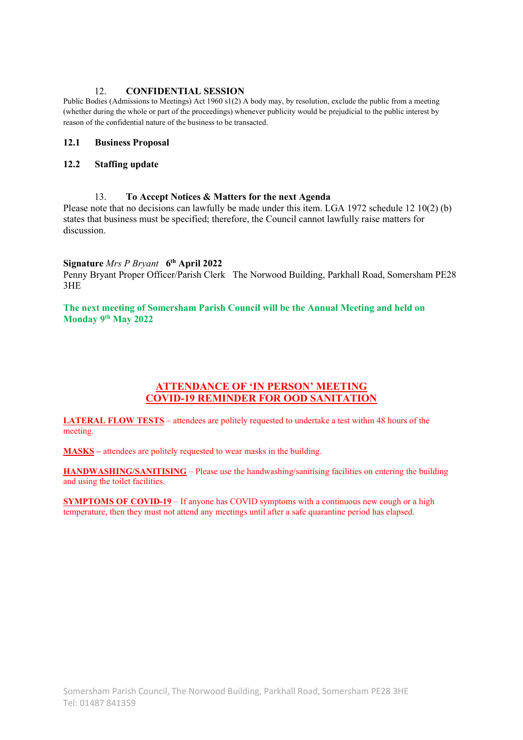## 12. CONFIDENTIAL SESSION

Public Bodies (Admissions to Meetings) Act 1960 s1(2) A body may, by resolution, exclude the public from a meeting (whether during the whole or part of the proceedings) whenever publicity would be prejudicial to the public interest by reason of the confidential nature of the business to be transacted.

### 12.1 Business Proposal

### 12.2 Staffing update

## 13. To Accept Notices & Matters for the next Agenda

Please note that no decisions can lawfully be made under this item. LGA 1972 schedule 12 10(2) (b) states that business must be specified; therefore, the Council cannot lawfully raise matters for discussion.

**Signature** *Mrs P Bryant* **6th April 2022**
Penny Bryant Proper Officer/Parish Clerk The Norwood Building, Parkhall Road, Somersham PE28 3HE

**The next meeting of Somersham Parish Council will be the Annual Meeting and held on Monday 9th May 2022**

## ATTENDANCE OF 'IN PERSON' MEETING
## COVID-19 REMINDER FOR OOD SANITATION

**LATERAL FLOW TESTS** – attendees are politely requested to undertake a test within 48 hours of the meeting.

**MASKS –** attendees are politely requested to wear masks in the building.

**HANDWASHING/SANITISING** – Please use the handwashing/sanitising facilities on entering the building and using the toilet facilities.

**SYMPTOMS OF COVID-19** – If anyone has COVID symptoms with a continuous new cough or a high temperature, then they must not attend any meetings until after a safe quarantine period has elapsed.